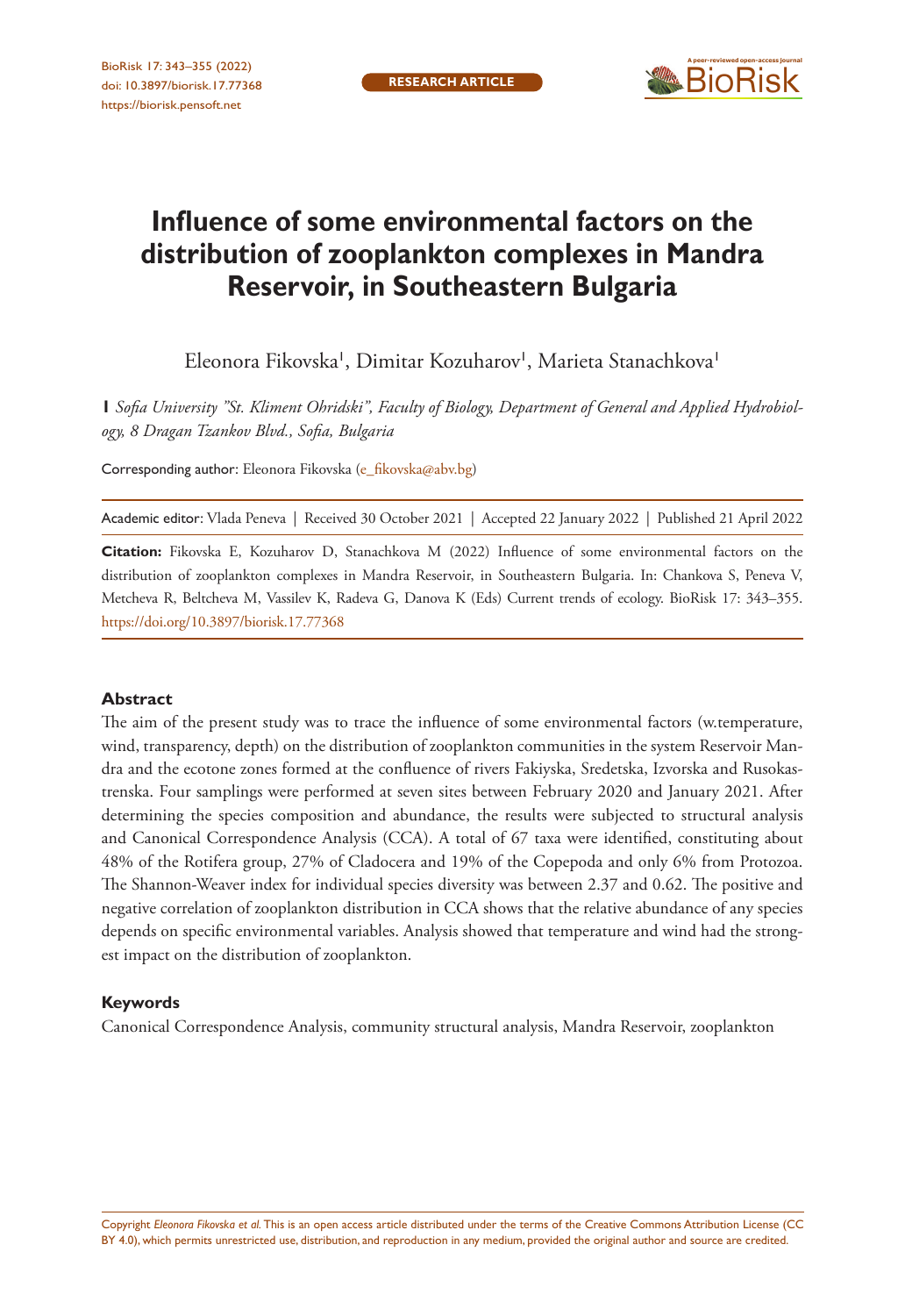# Influence of some environmental factors on the distribution of zooplankton complexes in Mandra Reservoir, in Southeastern Bulgaria

Eleonora Fikovska[1], Dimitar Kozuharov[1], Marieta Stanachkova[1]

**1** *Sofia University "St. Kliment Ohridski", Faculty of Biology, Department of General and Applied Hydrobiology, 8 Dragan Tzankov Blvd., Sofia, Bulgaria*

Corresponding author: Eleonora Fikovska (e_fikovska@abv.bg)

Academic editor: Vlada Peneva | Received 30 October 2021 | Accepted 22 January 2022 | Published 21 April 2022

**Citation:** Fikovska E, Kozuharov D, Stanachkova M (2022) Influence of some environmental factors on the distribution of zooplankton complexes in Mandra Reservoir, in Southeastern Bulgaria. In: Chankova S, Peneva V, Metcheva R, Beltcheva M, Vassilev K, Radeva G, Danova K (Eds) Current trends of ecology. BioRisk 17: 343–355. https://doi.org/10.3897/biorisk.17.77368

## Abstract

The aim of the present study was to trace the influence of some environmental factors (w.temperature, wind, transparency, depth) on the distribution of zooplankton communities in the system Reservoir Mandra and the ecotone zones formed at the confluence of rivers Fakiyska, Sredetska, Izvorska and Rusokastrenska. Four samplings were performed at seven sites between February 2020 and January 2021. After determining the species composition and abundance, the results were subjected to structural analysis and Canonical Correspondence Analysis (CCA). A total of 67 taxa were identified, constituting about 48% of the Rotifera group, 27% of Cladocera and 19% of the Copepoda and only 6% from Protozoa. The Shannon-Weaver index for individual species diversity was between 2.37 and 0.62. The positive and negative correlation of zooplankton distribution in CCA shows that the relative abundance of any species depends on specific environmental variables. Analysis showed that temperature and wind had the strongest impact on the distribution of zooplankton.

## Keywords

Canonical Correspondence Analysis, community structural analysis, Mandra Reservoir, zooplankton

Copyright *Eleonora Fikovska et al.* This is an open access article distributed under the terms of the Creative Commons Attribution License (CC BY 4.0), which permits unrestricted use, distribution, and reproduction in any medium, provided the original author and source are credited.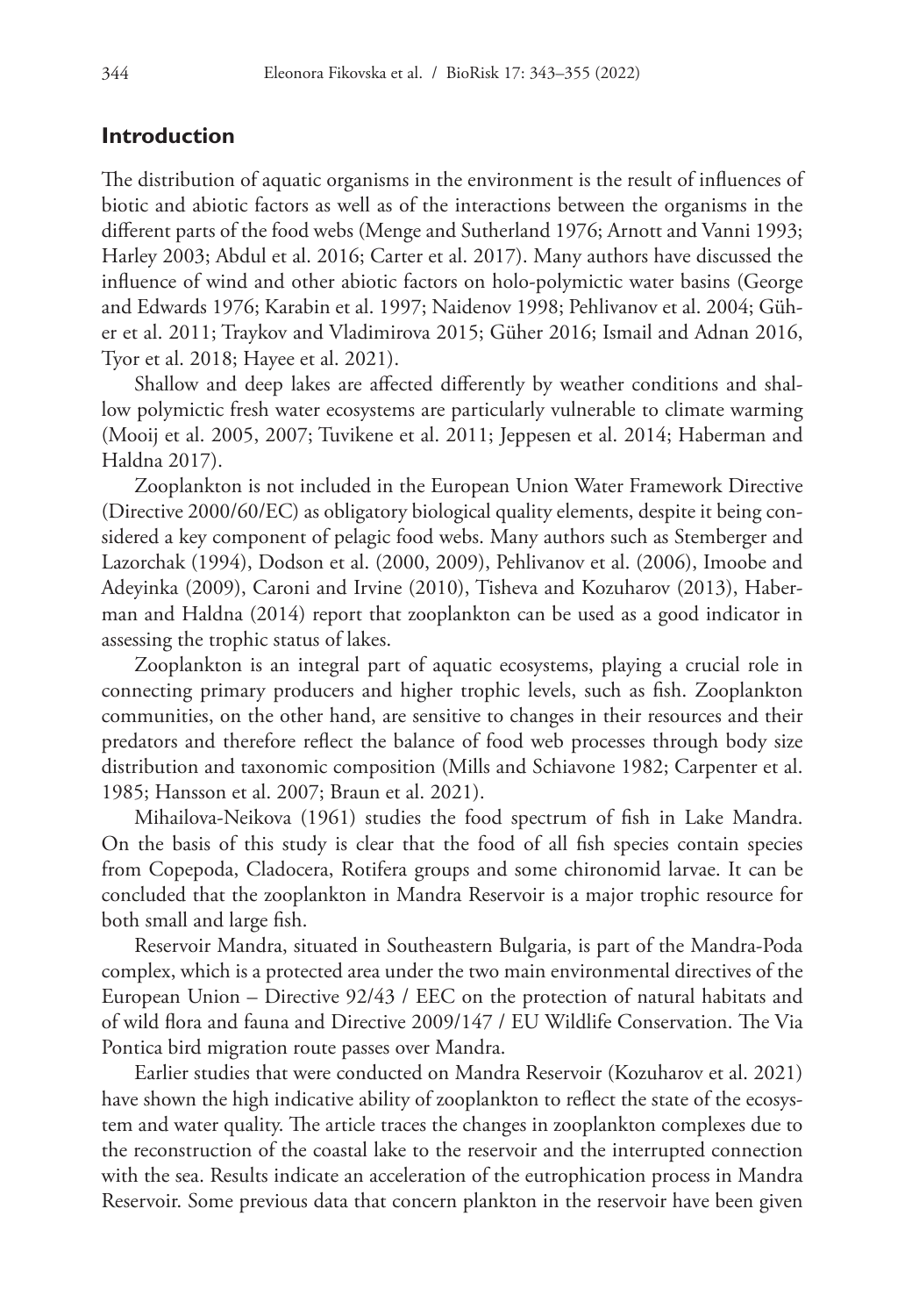## Introduction

The distribution of aquatic organisms in the environment is the result of influences of biotic and abiotic factors as well as of the interactions between the organisms in the different parts of the food webs (Menge and Sutherland 1976; Arnott and Vanni 1993; Harley 2003; Abdul et al. 2016; Carter et al. 2017). Many authors have discussed the influence of wind and other abiotic factors on holo-polymictic water basins (George and Edwards 1976; Karabin et al. 1997; Naidenov 1998; Pehlivanov et al. 2004; Güher et al. 2011; Traykov and Vladimirova 2015; Güher 2016; Ismail and Adnan 2016, Tyor et al. 2018; Hayee et al. 2021).

Shallow and deep lakes are affected differently by weather conditions and shallow polymictic fresh water ecosystems are particularly vulnerable to climate warming (Mooij et al. 2005, 2007; Tuvikene et al. 2011; Jeppesen et al. 2014; Haberman and Haldna 2017).

Zooplankton is not included in the European Union Water Framework Directive (Directive 2000/60/EC) as obligatory biological quality elements, despite it being considered a key component of pelagic food webs. Many authors such as Stemberger and Lazorchak (1994), Dodson et al. (2000, 2009), Pehlivanov et al. (2006), Imoobe and Adeyinka (2009), Caroni and Irvine (2010), Tisheva and Kozuharov (2013), Haberman and Haldna (2014) report that zooplankton can be used as a good indicator in assessing the trophic status of lakes.

Zooplankton is an integral part of aquatic ecosystems, playing a crucial role in connecting primary producers and higher trophic levels, such as fish. Zooplankton communities, on the other hand, are sensitive to changes in their resources and their predators and therefore reflect the balance of food web processes through body size distribution and taxonomic composition (Mills and Schiavone 1982; Carpenter et al. 1985; Hansson et al. 2007; Braun et al. 2021).

Mihailova-Neikova (1961) studies the food spectrum of fish in Lake Mandra. On the basis of this study is clear that the food of all fish species contain species from Copepoda, Cladocera, Rotifera groups and some chironomid larvae. It can be concluded that the zooplankton in Mandra Reservoir is a major trophic resource for both small and large fish.

Reservoir Mandra, situated in Southeastern Bulgaria, is part of the Mandra-Poda complex, which is a protected area under the two main environmental directives of the European Union – Directive 92/43 / EEC on the protection of natural habitats and of wild flora and fauna and Directive 2009/147 / EU Wildlife Conservation. The Via Pontica bird migration route passes over Mandra.

Earlier studies that were conducted on Mandra Reservoir (Kozuharov et al. 2021) have shown the high indicative ability of zooplankton to reflect the state of the ecosystem and water quality. The article traces the changes in zooplankton complexes due to the reconstruction of the coastal lake to the reservoir and the interrupted connection with the sea. Results indicate an acceleration of the eutrophication process in Mandra Reservoir. Some previous data that concern plankton in the reservoir have been given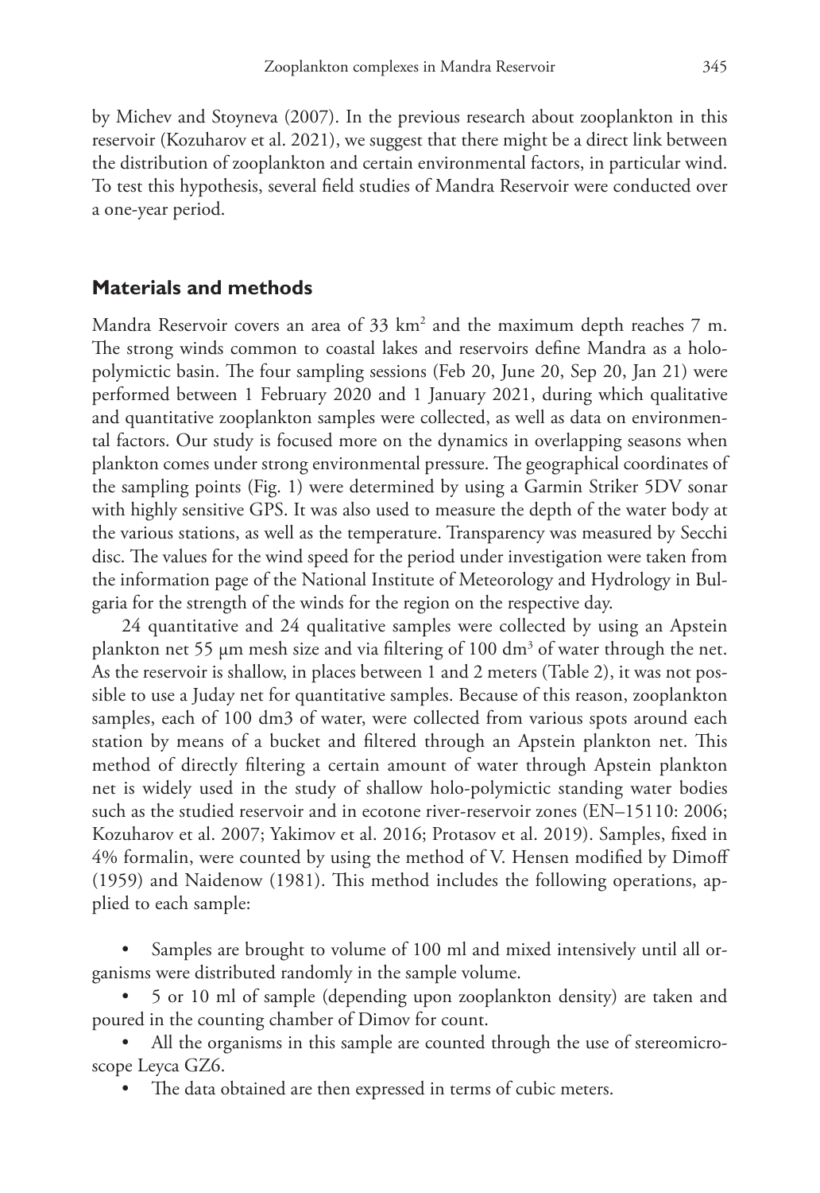by Michev and Stoyneva (2007). In the previous research about zooplankton in this reservoir (Kozuharov et al. 2021), we suggest that there might be a direct link between the distribution of zooplankton and certain environmental factors, in particular wind. To test this hypothesis, several field studies of Mandra Reservoir were conducted over a one-year period.

## Materials and methods

Mandra Reservoir covers an area of 33 km$^2$ and the maximum depth reaches 7 m. The strong winds common to coastal lakes and reservoirs define Mandra as a holo-polymictic basin. The four sampling sessions (Feb 20, June 20, Sep 20, Jan 21) were performed between 1 February 2020 and 1 January 2021, during which qualitative and quantitative zooplankton samples were collected, as well as data on environmental factors. Our study is focused more on the dynamics in overlapping seasons when plankton comes under strong environmental pressure. The geographical coordinates of the sampling points (Fig. 1) were determined by using a Garmin Striker 5DV sonar with highly sensitive GPS. It was also used to measure the depth of the water body at the various stations, as well as the temperature. Transparency was measured by Secchi disc. The values for the wind speed for the period under investigation were taken from the information page of the National Institute of Meteorology and Hydrology in Bulgaria for the strength of the winds for the region on the respective day.

24 quantitative and 24 qualitative samples were collected by using an Apstein plankton net 55 μm mesh size and via filtering of 100 dm$^3$ of water through the net. As the reservoir is shallow, in places between 1 and 2 meters (Table 2), it was not possible to use a Juday net for quantitative samples. Because of this reason, zooplankton samples, each of 100 dm3 of water, were collected from various spots around each station by means of a bucket and filtered through an Apstein plankton net. This method of directly filtering a certain amount of water through Apstein plankton net is widely used in the study of shallow holo-polymictic standing water bodies such as the studied reservoir and in ecotone river-reservoir zones (EN–15110: 2006; Kozuharov et al. 2007; Yakimov et al. 2016; Protasov et al. 2019). Samples, fixed in 4% formalin, were counted by using the method of V. Hensen modified by Dimoff (1959) and Naidenow (1981). This method includes the following operations, applied to each sample:

- Samples are brought to volume of 100 ml and mixed intensively until all organisms were distributed randomly in the sample volume.
- 5 or 10 ml of sample (depending upon zooplankton density) are taken and poured in the counting chamber of Dimov for count.
- All the organisms in this sample are counted through the use of stereomicroscope Leyca GZ6.
- The data obtained are then expressed in terms of cubic meters.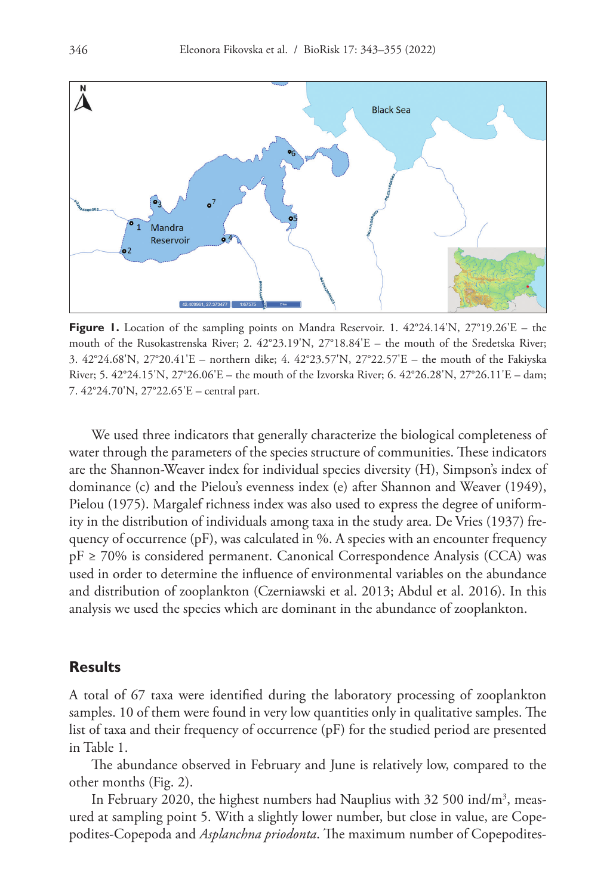**Figure 1.** Location of the sampling points on Mandra Reservoir. 1. 42°24.14'N, 27°19.26'E – the mouth of the Rusokastrenska River; 2. 42°23.19'N, 27°18.84'E – the mouth of the Sredetska River; 3. 42°24.68'N, 27°20.41'E – northern dike; 4. 42°23.57'N, 27°22.57'E – the mouth of the Fakiyska River; 5. 42°24.15'N, 27°26.06'E – the mouth of the Izvorska River; 6. 42°26.28'N, 27°26.11'E – dam; 7. 42°24.70'N, 27°22.65'E – central part.

We used three indicators that generally characterize the biological completeness of water through the parameters of the species structure of communities. These indicators are the Shannon-Weaver index for individual species diversity (H), Simpson's index of dominance (c) and the Pielou's evenness index (e) after Shannon and Weaver (1949), Pielou (1975). Margalef richness index was also used to express the degree of uniformity in the distribution of individuals among taxa in the study area. De Vries (1937) frequency of occurrence (pF), was calculated in %. A species with an encounter frequency pF ≥ 70% is considered permanent. Canonical Correspondence Analysis (CCA) was used in order to determine the influence of environmental variables on the abundance and distribution of zooplankton (Czerniawski et al. 2013; Abdul et al. 2016). In this analysis we used the species which are dominant in the abundance of zooplankton.

## Results

A total of 67 taxa were identified during the laboratory processing of zooplankton samples. 10 of them were found in very low quantities only in qualitative samples. The list of taxa and their frequency of occurrence (pF) for the studied period are presented in Table 1.

The abundance observed in February and June is relatively low, compared to the other months (Fig. 2).

In February 2020, the highest numbers had Nauplius with 32 500 ind/m$^3$, measured at sampling point 5. With a slightly lower number, but close in value, are Copepodites-Copepoda and *Asplanchna priodonta*. The maximum number of Copepodites-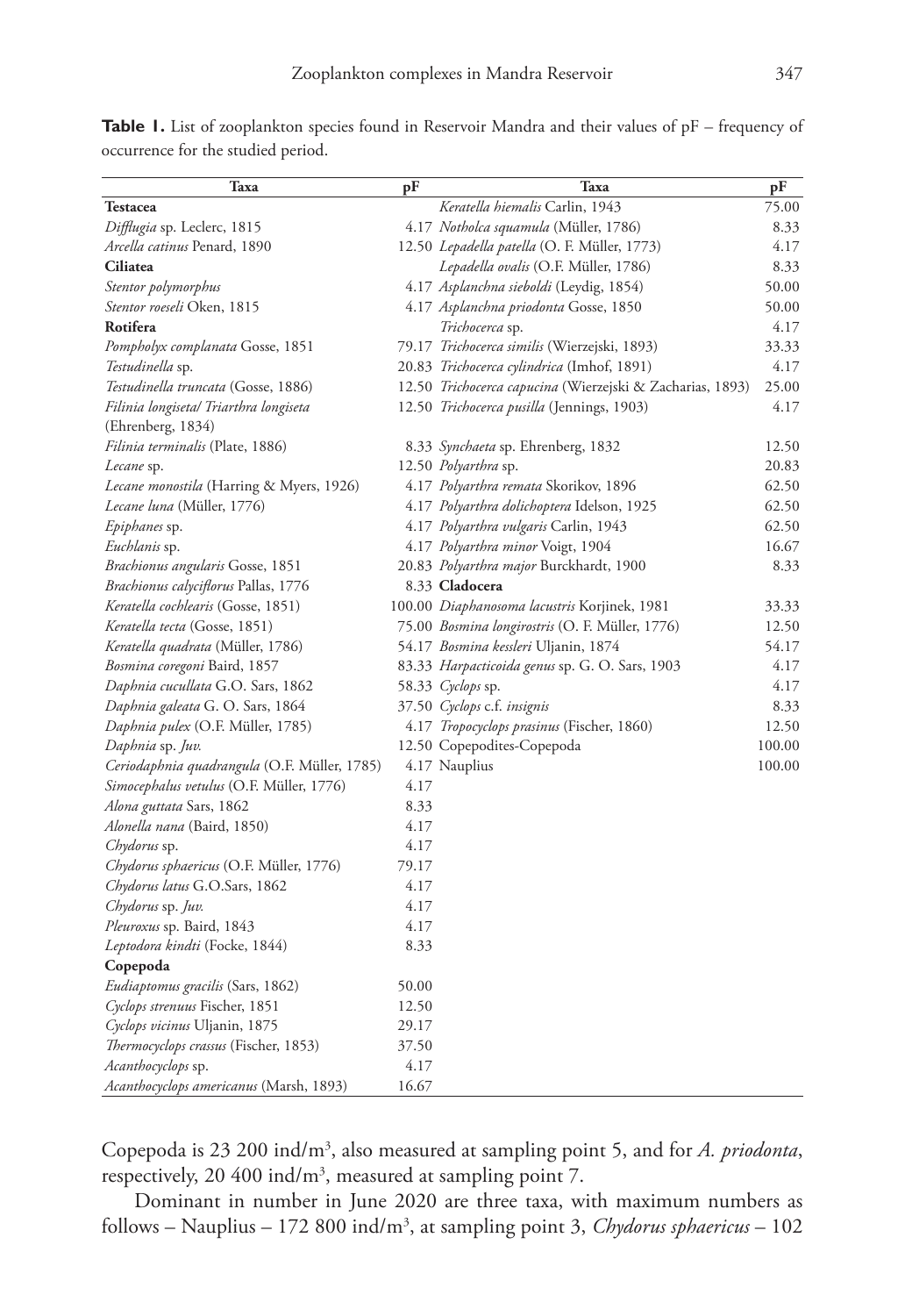**Table 1.** List of zooplankton species found in Reservoir Mandra and their values of pF – frequency of occurrence for the studied period.

| Taxa | pF | Taxa | pF |
|---|---|---|---|
| **Testacea** | | *Keratella hiemalis* Carlin, 1943 | 75.00 |
| *Difflugia* sp. Leclerc, 1815 | 4.17 | *Notholca squamula* (Müller, 1786) | 8.33 |
| *Arcella catinus* Penard, 1890 | 12.50 | *Lepadella patella* (O. F. Müller, 1773) | 4.17 |
| **Ciliatea** | | *Lepadella ovalis* (O.F. Müller, 1786) | 8.33 |
| *Stentor polymorphus* | 4.17 | *Asplanchna sieboldi* (Leydig, 1854) | 50.00 |
| *Stentor roeseli* Oken, 1815 | 4.17 | *Asplanchna priodonta* Gosse, 1850 | 50.00 |
| **Rotifera** | | *Trichocerca* sp. | 4.17 |
| *Pompholyx complanata* Gosse, 1851 | 79.17 | *Trichocerca similis* (Wierzejski, 1893) | 33.33 |
| *Testudinella* sp. | 20.83 | *Trichocerca cylindrica* (Imhof, 1891) | 4.17 |
| *Testudinella truncata* (Gosse, 1886) | 12.50 | *Trichocerca capucina* (Wierzejski & Zacharias, 1893) | 25.00 |
| *Filinia longiseta/ Triarthra longiseta* (Ehrenberg, 1834) | 12.50 | *Trichocerca pusilla* (Jennings, 1903) | 4.17 |
| *Filinia terminalis* (Plate, 1886) | 8.33 | *Synchaeta* sp. Ehrenberg, 1832 | 12.50 |
| *Lecane* sp. | 12.50 | *Polyarthra* sp. | 20.83 |
| *Lecane monostila* (Harring & Myers, 1926) | 4.17 | *Polyarthra remata* Skorikov, 1896 | 62.50 |
| *Lecane luna* (Müller, 1776) | 4.17 | *Polyarthra dolichoptera* Idelson, 1925 | 62.50 |
| *Epiphanes* sp. | 4.17 | *Polyarthra vulgaris* Carlin, 1943 | 62.50 |
| *Euchlanis* sp. | 4.17 | *Polyarthra minor* Voigt, 1904 | 16.67 |
| *Brachionus angularis* Gosse, 1851 | 20.83 | *Polyarthra major* Burckhardt, 1900 | 8.33 |
| *Brachionus calyciflorus* Pallas, 1776 | 8.33 | **Cladocera** | |
| *Keratella cochlearis* (Gosse, 1851) | 100.00 | *Diaphanosoma lacustris* Korjinek, 1981 | 33.33 |
| *Keratella tecta* (Gosse, 1851) | 75.00 | *Bosmina longirostris* (O. F. Müller, 1776) | 12.50 |
| *Keratella quadrata* (Müller, 1786) | 54.17 | *Bosmina kessleri* Uljanin, 1874 | 54.17 |
| *Bosmina coregoni* Baird, 1857 | 83.33 | *Harpacticoida genus* sp. G. O. Sars, 1903 | 4.17 |
| *Daphnia cucullata* G.O. Sars, 1862 | 58.33 | *Cyclops* sp. | 4.17 |
| *Daphnia galeata* G. O. Sars, 1864 | 37.50 | *Cyclops* c.f. *insignis* | 8.33 |
| *Daphnia pulex* (O.F. Müller, 1785) | 4.17 | *Tropocyclops prasinus* (Fischer, 1860) | 12.50 |
| *Daphnia* sp. *Juv.* | 12.50 | Copepodites-Copepoda | 100.00 |
| *Ceriodaphnia quadrangula* (O.F. Müller, 1785) | 4.17 | Nauplius | 100.00 |
| *Simocephalus vetulus* (O.F. Müller, 1776) | 4.17 | | |
| *Alona guttata* Sars, 1862 | 8.33 | | |
| *Alonella nana* (Baird, 1850) | 4.17 | | |
| *Chydorus* sp. | 4.17 | | |
| *Chydorus sphaericus* (O.F. Müller, 1776) | 79.17 | | |
| *Chydorus latus* G.O.Sars, 1862 | 4.17 | | |
| *Chydorus* sp. *Juv.* | 4.17 | | |
| *Pleuroxus* sp. Baird, 1843 | 4.17 | | |
| *Leptodora kindti* (Focke, 1844) | 8.33 | | |
| **Copepoda** | | | |
| *Eudiaptomus gracilis* (Sars, 1862) | 50.00 | | |
| *Cyclops strenuus* Fischer, 1851 | 12.50 | | |
| *Cyclops vicinus* Uljanin, 1875 | 29.17 | | |
| *Thermocyclops crassus* (Fischer, 1853) | 37.50 | | |
| *Acanthocyclops* sp. | 4.17 | | |
| *Acanthocyclops americanus* (Marsh, 1893) | 16.67 | | |

Copepoda is 23 200 ind/m$^3$, also measured at sampling point 5, and for *A. priodonta*, respectively, 20 400 ind/m$^3$, measured at sampling point 7.

Dominant in number in June 2020 are three taxa, with maximum numbers as follows – Nauplius – 172 800 ind/m$^3$, at sampling point 3, *Chydorus sphaericus* – 102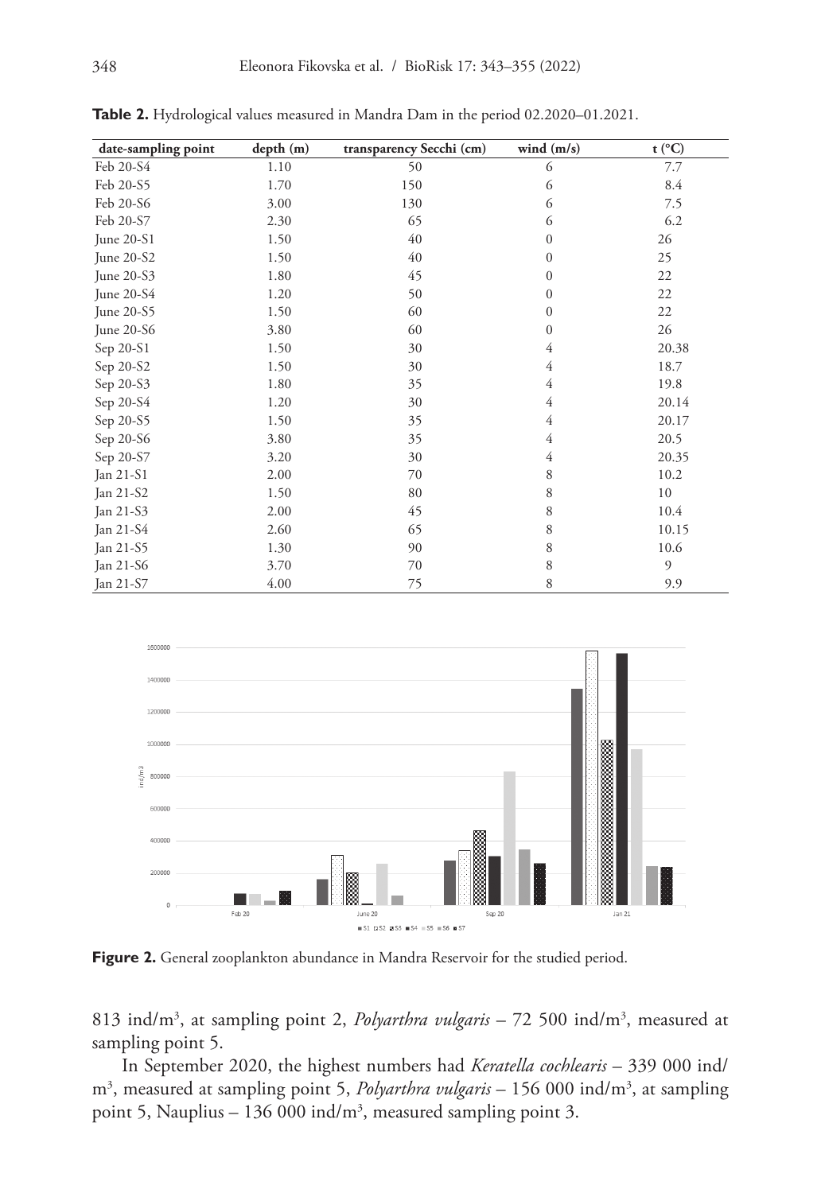**Table 2.** Hydrological values measured in Mandra Dam in the period 02.2020–01.2021.

| date-sampling point | depth (m) | transparency Secchi (cm) | wind (m/s) | t (°C) |
|---|---|---|---|---|
| Feb 20-S4 | 1.10 | 50 | 6 | 7.7 |
| Feb 20-S5 | 1.70 | 150 | 6 | 8.4 |
| Feb 20-S6 | 3.00 | 130 | 6 | 7.5 |
| Feb 20-S7 | 2.30 | 65 | 6 | 6.2 |
| June 20-S1 | 1.50 | 40 | 0 | 26 |
| June 20-S2 | 1.50 | 40 | 0 | 25 |
| June 20-S3 | 1.80 | 45 | 0 | 22 |
| June 20-S4 | 1.20 | 50 | 0 | 22 |
| June 20-S5 | 1.50 | 60 | 0 | 22 |
| June 20-S6 | 3.80 | 60 | 0 | 26 |
| Sep 20-S1 | 1.50 | 30 | 4 | 20.38 |
| Sep 20-S2 | 1.50 | 30 | 4 | 18.7 |
| Sep 20-S3 | 1.80 | 35 | 4 | 19.8 |
| Sep 20-S4 | 1.20 | 30 | 4 | 20.14 |
| Sep 20-S5 | 1.50 | 35 | 4 | 20.17 |
| Sep 20-S6 | 3.80 | 35 | 4 | 20.5 |
| Sep 20-S7 | 3.20 | 30 | 4 | 20.35 |
| Jan 21-S1 | 2.00 | 70 | 8 | 10.2 |
| Jan 21-S2 | 1.50 | 80 | 8 | 10 |
| Jan 21-S3 | 2.00 | 45 | 8 | 10.4 |
| Jan 21-S4 | 2.60 | 65 | 8 | 10.15 |
| Jan 21-S5 | 1.30 | 90 | 8 | 10.6 |
| Jan 21-S6 | 3.70 | 70 | 8 | 9 |
| Jan 21-S7 | 4.00 | 75 | 8 | 9.9 |

1600000
1400000
1200000
1000000
800000
600000
400000
200000
0
ind/m3
Feb 20
June 20
Sep 20
Jan 21
S1 S2 S3 S4 S5 S6 S7

**Figure 2.** General zooplankton abundance in Mandra Reservoir for the studied period.

813 ind/m$^3$, at sampling point 2, *Polyarthra vulgaris* – 72 500 ind/m$^3$, measured at sampling point 5.

In September 2020, the highest numbers had *Keratella cochlearis* – 339 000 ind/m$^3$, measured at sampling point 5, *Polyarthra vulgaris* – 156 000 ind/m$^3$, at sampling point 5, Nauplius – 136 000 ind/m$^3$, measured sampling point 3.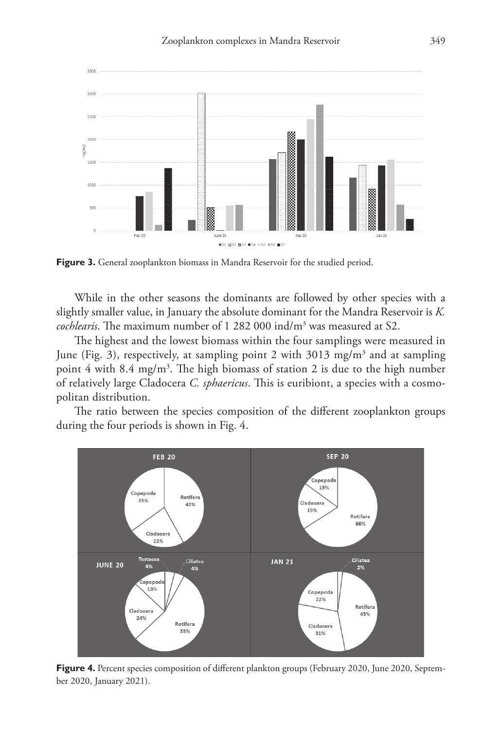3500

3000

2500

2000

1500

1000

500

0

mg/m3

Feb 20

June 20

Sep 20

Jan 21

S1 S2 S3 S4 S5 S6 S7

**Figure 3.** General zooplankton biomass in Mandra Reservoir for the studied period.

While in the other seasons the dominants are followed by other species with a slightly smaller value, in January the absolute dominant for the Mandra Reservoir is *K. cochlearis*. The maximum number of 1 282 000 ind/m$^3$ was measured at S2.

The highest and the lowest biomass within the four samplings were measured in June (Fig. 3), respectively, at sampling point 2 with 3013 mg/m$^3$ and at sampling point 4 with 8.4 mg/m$^3$. The high biomass of station 2 is due to the high number of relatively large Cladocera *C. sphaericus*. This is euribiont, a species with a cosmopolitan distribution.

The ratio between the species composition of the different zooplankton groups during the four periods is shown in Fig. 4.

FEB 20

Copepoda 35%

Rotifera 42%

Cladocera 23%

SEP 20

Copepoda 15%

Cladocera 19%

Rotifera 66%

JUNE 20

Testacea 4%

Ciliatea 4%

Copepoda 13%

Cladocera 24%

Rotifera 55%

JAN 21

Ciliatea 2%

Copepoda 22%

Rotifera 45%

Cladocera 31%

**Figure 4.** Percent species composition of different plankton groups (February 2020, June 2020, September 2020, January 2021).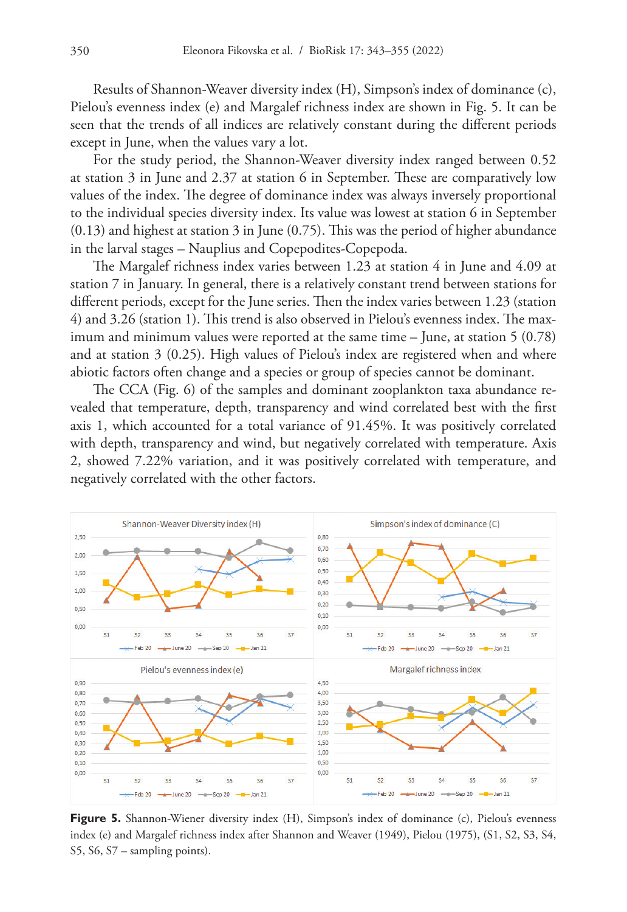Results of Shannon-Weaver diversity index (H), Simpson's index of dominance (c), Pielou's evenness index (e) and Margalef richness index are shown in Fig. 5. It can be seen that the trends of all indices are relatively constant during the different periods except in June, when the values vary a lot.

For the study period, the Shannon-Weaver diversity index ranged between 0.52 at station 3 in June and 2.37 at station 6 in September. These are comparatively low values of the index. The degree of dominance index was always inversely proportional to the individual species diversity index. Its value was lowest at station 6 in September (0.13) and highest at station 3 in June (0.75). This was the period of higher abundance in the larval stages – Nauplius and Copepodites-Copepoda.

The Margalef richness index varies between 1.23 at station 4 in June and 4.09 at station 7 in January. In general, there is a relatively constant trend between stations for different periods, except for the June series. Then the index varies between 1.23 (station 4) and 3.26 (station 1). This trend is also observed in Pielou's evenness index. The maximum and minimum values were reported at the same time – June, at station 5 (0.78) and at station 3 (0.25). High values of Pielou's index are registered when and where abiotic factors often change and a species or group of species cannot be dominant.

The CCA (Fig. 6) of the samples and dominant zooplankton taxa abundance revealed that temperature, depth, transparency and wind correlated best with the first axis 1, which accounted for a total variance of 91.45%. It was positively correlated with depth, transparency and wind, but negatively correlated with temperature. Axis 2, showed 7.22% variation, and it was positively correlated with temperature, and negatively correlated with the other factors.

Shannon-Weaver Diversity index (H)
2,50
2,00
1,50
1,00
0,50
0,00
S1 S2 S3 S4 S5 S6 S7
Feb 20 June 20 Sep 20 Jan 21

Simpson's index of dominance (C)
0,80
0,70
0,60
0,50
0,40
0,30
0,20
0,10
0,00
S1 S2 S3 S4 S5 S6 S7
Feb 20 June 20 Sep 20 Jan 21

Pielou's evenness index (e)
0,90
0,80
0,70
0,60
0,50
0,40
0,30
0,20
0,10
0,00
S1 S2 S3 S4 S5 S6 S7
Feb 20 June 20 Sep 20 Jan 21

Margalef richness index
4,50
4,00
3,50
3,00
2,50
2,00
1,50
1,00
0,50
0,00
S1 S2 S3 S4 S5 S6 S7
Feb 20 June 20 Sep 20 Jan 21

**Figure 5.** Shannon-Wiener diversity index (H), Simpson's index of dominance (c), Pielou's evenness index (e) and Margalef richness index after Shannon and Weaver (1949), Pielou (1975), (S1, S2, S3, S4, S5, S6, S7 – sampling points).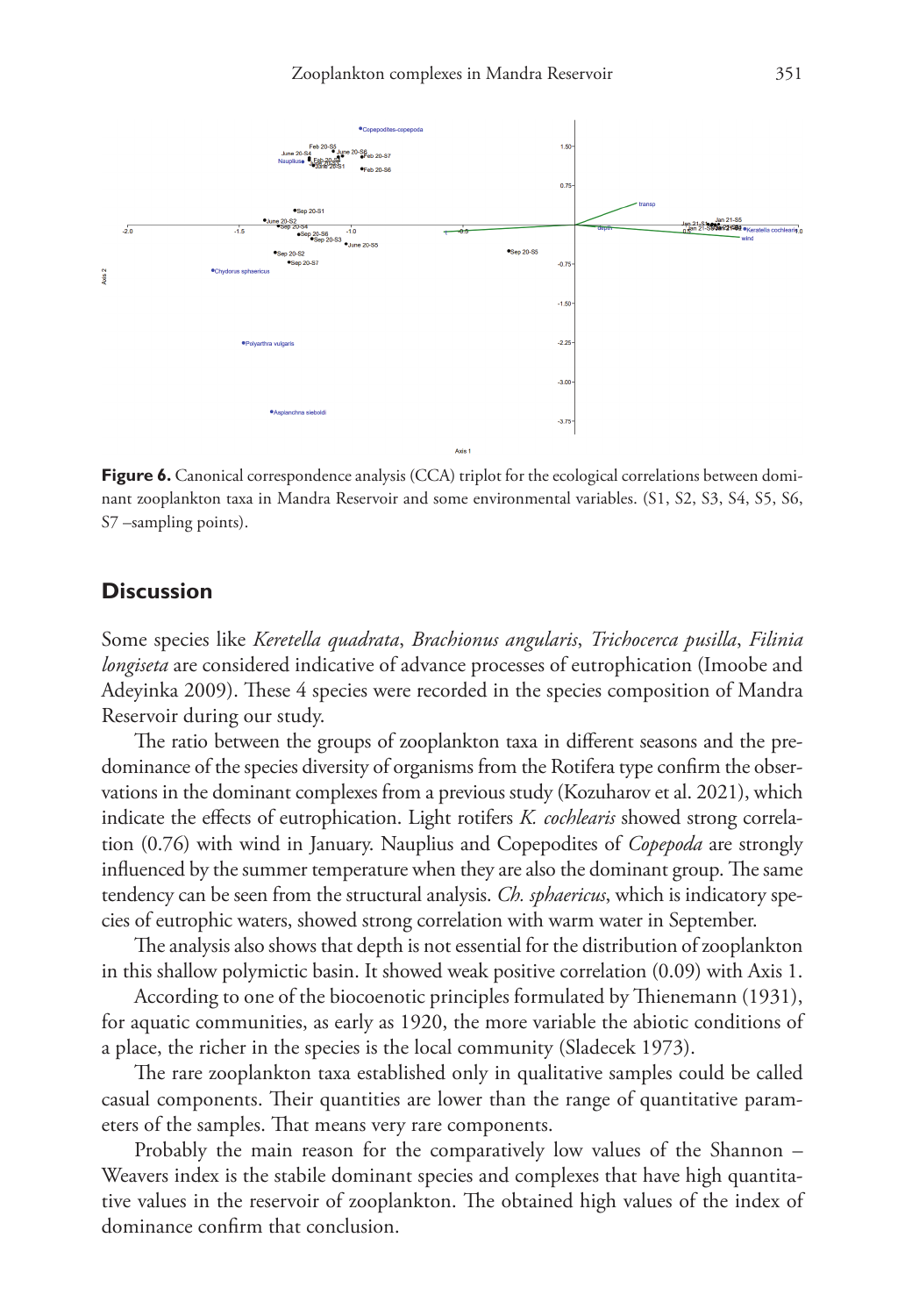Copepodites-copepoda
Feb 20-S5
June 20-S4
June 20-S6
Feb 20-S7
Nauplius
Feb 20-S3
June 20-S1
Feb 20-S6
1.50
0.75
transp
Sep 20-S1
June 20-S2
Sep 20-S4
Jan 21-S5
-2.0
-1.5
-1.0
-0.5
depth
Jan 21-S1
Jan 21-S3
Keratella cochlearis
1.0
Sep 20-S6
Sep 20-S3
June 20-S5
wind
Sep 20-S5
Sep 20-S2
Sep 20-S7
-0.75
Chydorus sphaericus
Axis 2
-1.50
-2.25
Polyarthra vulgaris
-3.00
Asplanchna sieboldi
-3.75
Axis 1

**Figure 6.** Canonical correspondence analysis (CCA) triplot for the ecological correlations between dominant zooplankton taxa in Mandra Reservoir and some environmental variables. (S1, S2, S3, S4, S5, S6, S7 –sampling points).

## Discussion

Some species like *Keretella quadrata*, *Brachionus angularis*, *Trichocerca pusilla*, *Filinia longiseta* are considered indicative of advance processes of eutrophication (Imoobe and Adeyinka 2009). These 4 species were recorded in the species composition of Mandra Reservoir during our study.

The ratio between the groups of zooplankton taxa in different seasons and the predominance of the species diversity of organisms from the Rotifera type confirm the observations in the dominant complexes from a previous study (Kozuharov et al. 2021), which indicate the effects of eutrophication. Light rotifers *K. cochlearis* showed strong correlation (0.76) with wind in January. Nauplius and Copepodites of *Copepoda* are strongly influenced by the summer temperature when they are also the dominant group. The same tendency can be seen from the structural analysis. *Ch. sphaericus*, which is indicatory species of eutrophic waters, showed strong correlation with warm water in September.

The analysis also shows that depth is not essential for the distribution of zooplankton in this shallow polymictic basin. It showed weak positive correlation (0.09) with Axis 1.

According to one of the biocoenotic principles formulated by Thienemann (1931), for aquatic communities, as early as 1920, the more variable the abiotic conditions of a place, the richer in the species is the local community (Sladecek 1973).

The rare zooplankton taxa established only in qualitative samples could be called casual components. Their quantities are lower than the range of quantitative parameters of the samples. That means very rare components.

Probably the main reason for the comparatively low values of the Shannon – Weavers index is the stabile dominant species and complexes that have high quantitative values in the reservoir of zooplankton. The obtained high values of the index of dominance confirm that conclusion.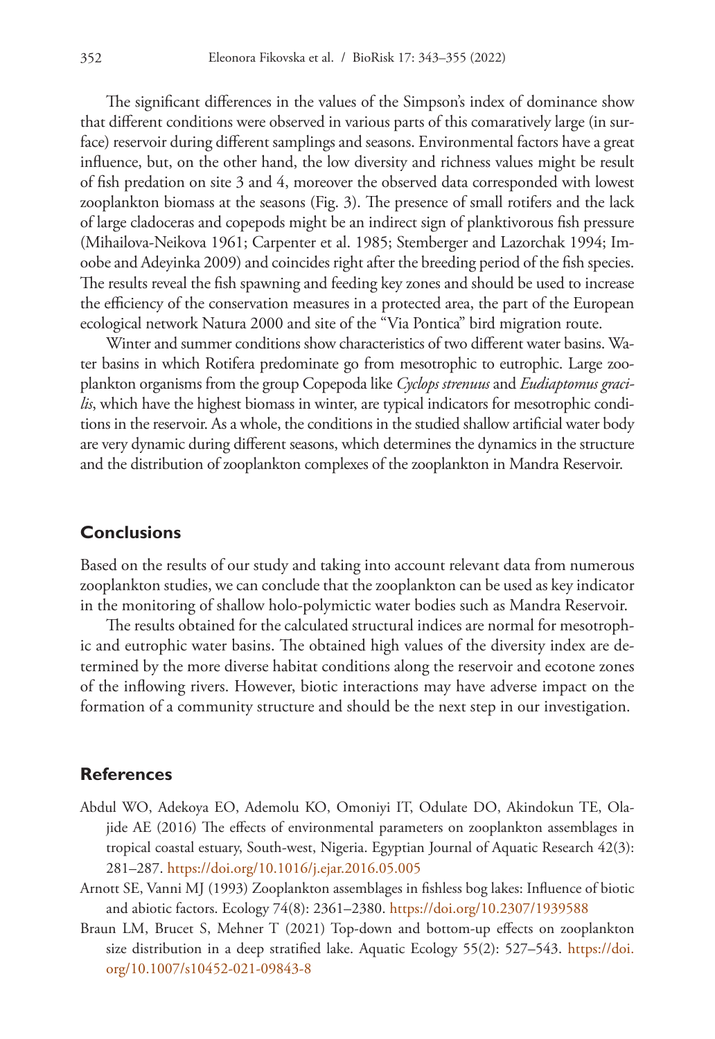The significant differences in the values of the Simpson's index of dominance show that different conditions were observed in various parts of this comaratively large (in surface) reservoir during different samplings and seasons. Environmental factors have a great influence, but, on the other hand, the low diversity and richness values might be result of fish predation on site 3 and 4, moreover the observed data corresponded with lowest zooplankton biomass at the seasons (Fig. 3). The presence of small rotifers and the lack of large cladoceras and copepods might be an indirect sign of planktivorous fish pressure (Mihailova-Neikova 1961; Carpenter et al. 1985; Stemberger and Lazorchak 1994; Imoobe and Adeyinka 2009) and coincides right after the breeding period of the fish species. The results reveal the fish spawning and feeding key zones and should be used to increase the efficiency of the conservation measures in a protected area, the part of the European ecological network Natura 2000 and site of the "Via Pontica" bird migration route.

Winter and summer conditions show characteristics of two different water basins. Water basins in which Rotifera predominate go from mesotrophic to eutrophic. Large zooplankton organisms from the group Copepoda like *Cyclops strenuus* and *Eudiaptomus gracilis*, which have the highest biomass in winter, are typical indicators for mesotrophic conditions in the reservoir. As a whole, the conditions in the studied shallow artificial water body are very dynamic during different seasons, which determines the dynamics in the structure and the distribution of zooplankton complexes of the zooplankton in Mandra Reservoir.

## Conclusions

Based on the results of our study and taking into account relevant data from numerous zooplankton studies, we can conclude that the zooplankton can be used as key indicator in the monitoring of shallow holo-polymictic water bodies such as Mandra Reservoir.

The results obtained for the calculated structural indices are normal for mesotrophic and eutrophic water basins. The obtained high values of the diversity index are determined by the more diverse habitat conditions along the reservoir and ecotone zones of the inflowing rivers. However, biotic interactions may have adverse impact on the formation of a community structure and should be the next step in our investigation.

## References

Abdul WO, Adekoya EO, Ademolu KO, Omoniyi IT, Odulate DO, Akindokun TE, Olajide AE (2016) The effects of environmental parameters on zooplankton assemblages in tropical coastal estuary, South-west, Nigeria. Egyptian Journal of Aquatic Research 42(3): 281–287. https://doi.org/10.1016/j.ejar.2016.05.005

Arnott SE, Vanni MJ (1993) Zooplankton assemblages in fishless bog lakes: Influence of biotic and abiotic factors. Ecology 74(8): 2361–2380. https://doi.org/10.2307/1939588

Braun LM, Brucet S, Mehner T (2021) Top-down and bottom-up effects on zooplankton size distribution in a deep stratified lake. Aquatic Ecology 55(2): 527–543. https://doi.org/10.1007/s10452-021-09843-8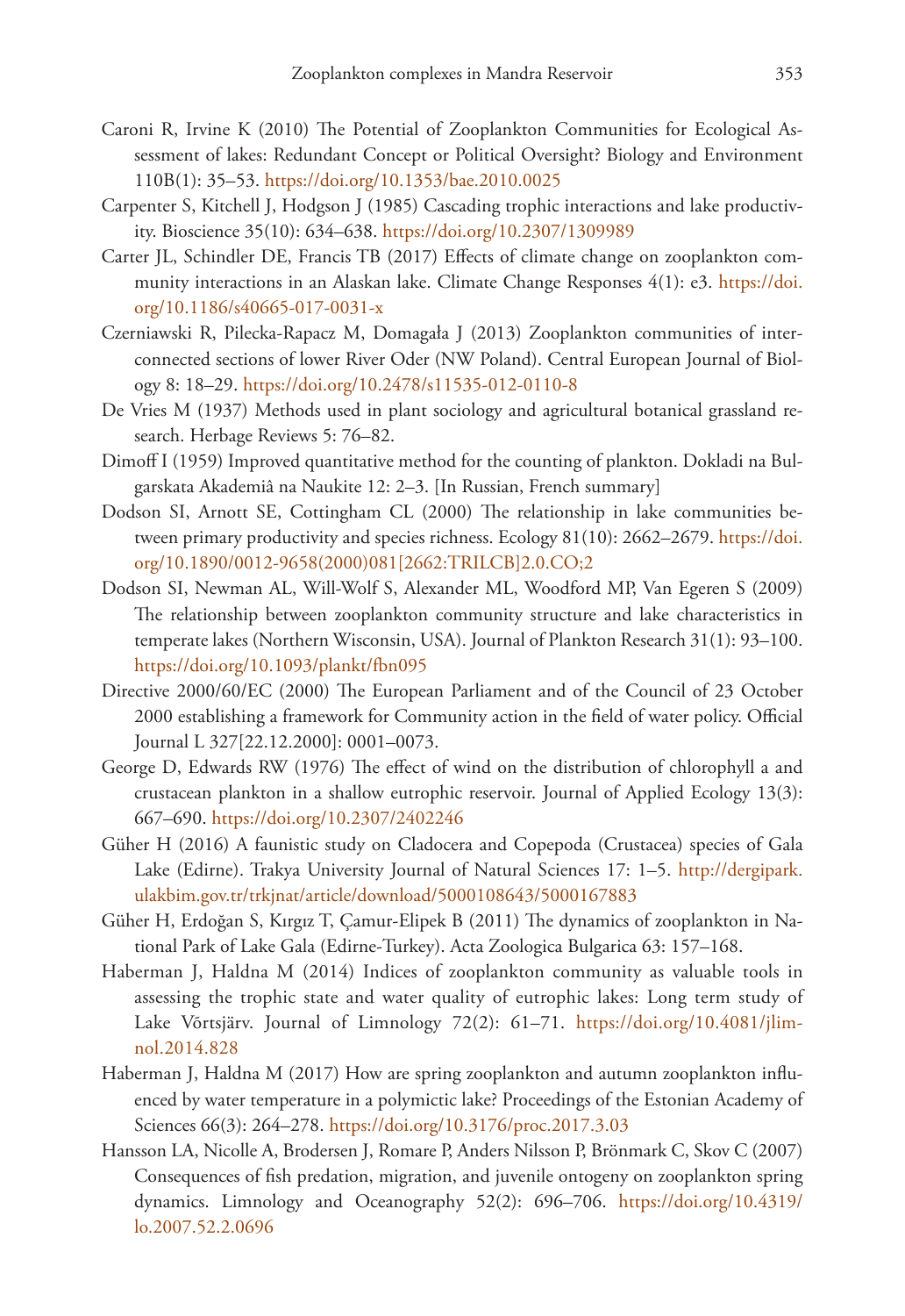Caroni R, Irvine K (2010) The Potential of Zooplankton Communities for Ecological Assessment of lakes: Redundant Concept or Political Oversight? Biology and Environment 110B(1): 35–53. https://doi.org/10.1353/bae.2010.0025

Carpenter S, Kitchell J, Hodgson J (1985) Cascading trophic interactions and lake productivity. Bioscience 35(10): 634–638. https://doi.org/10.2307/1309989

Carter JL, Schindler DE, Francis TB (2017) Effects of climate change on zooplankton community interactions in an Alaskan lake. Climate Change Responses 4(1): e3. https://doi.org/10.1186/s40665-017-0031-x

Czerniawski R, Pilecka-Rapacz M, Domagała J (2013) Zooplankton communities of interconnected sections of lower River Oder (NW Poland). Central European Journal of Biology 8: 18–29. https://doi.org/10.2478/s11535-012-0110-8

De Vries M (1937) Methods used in plant sociology and agricultural botanical grassland research. Herbage Reviews 5: 76–82.

Dimoff I (1959) Improved quantitative method for the counting of plankton. Dokladi na Bulgarskata Akademiâ na Naukite 12: 2–3. [In Russian, French summary]

Dodson SI, Arnott SE, Cottingham CL (2000) The relationship in lake communities between primary productivity and species richness. Ecology 81(10): 2662–2679. https://doi.org/10.1890/0012-9658(2000)081[2662:TRILCB]2.0.CO;2

Dodson SI, Newman AL, Will-Wolf S, Alexander ML, Woodford MP, Van Egeren S (2009) The relationship between zooplankton community structure and lake characteristics in temperate lakes (Northern Wisconsin, USA). Journal of Plankton Research 31(1): 93–100. https://doi.org/10.1093/plankt/fbn095

Directive 2000/60/EC (2000) The European Parliament and of the Council of 23 October 2000 establishing a framework for Community action in the field of water policy. Official Journal L 327[22.12.2000]: 0001–0073.

George D, Edwards RW (1976) The effect of wind on the distribution of chlorophyll a and crustacean plankton in a shallow eutrophic reservoir. Journal of Applied Ecology 13(3): 667–690. https://doi.org/10.2307/2402246

Güher H (2016) A faunistic study on Cladocera and Copepoda (Crustacea) species of Gala Lake (Edirne). Trakya University Journal of Natural Sciences 17: 1–5. http://dergipark.ulakbim.gov.tr/trkjnat/article/download/5000108643/5000167883

Güher H, Erdoğan S, Kırgız T, Çamur-Elipek B (2011) The dynamics of zooplankton in National Park of Lake Gala (Edirne-Turkey). Acta Zoologica Bulgarica 63: 157–168.

Haberman J, Haldna M (2014) Indices of zooplankton community as valuable tools in assessing the trophic state and water quality of eutrophic lakes: Long term study of Lake Võrtsjärv. Journal of Limnology 72(2): 61–71. https://doi.org/10.4081/jlimnol.2014.828

Haberman J, Haldna M (2017) How are spring zooplankton and autumn zooplankton influenced by water temperature in a polymictic lake? Proceedings of the Estonian Academy of Sciences 66(3): 264–278. https://doi.org/10.3176/proc.2017.3.03

Hansson LA, Nicolle A, Brodersen J, Romare P, Anders Nilsson P, Brönmark C, Skov C (2007) Consequences of fish predation, migration, and juvenile ontogeny on zooplankton spring dynamics. Limnology and Oceanography 52(2): 696–706. https://doi.org/10.4319/lo.2007.52.2.0696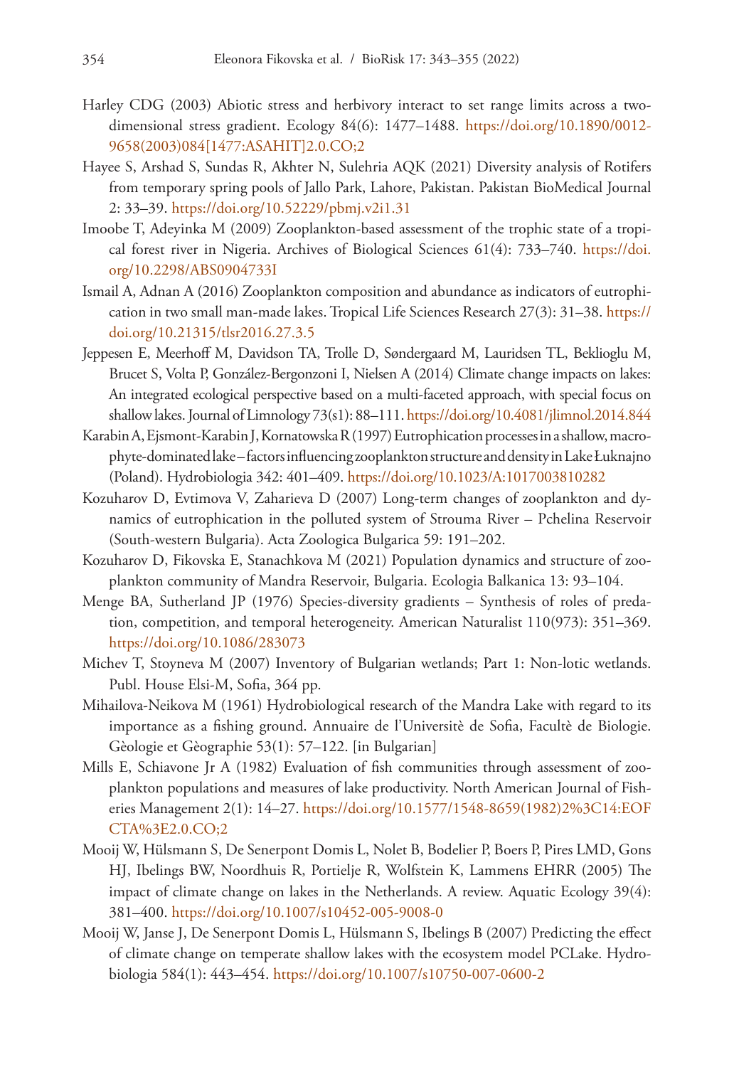Harley CDG (2003) Abiotic stress and herbivory interact to set range limits across a two-dimensional stress gradient. Ecology 84(6): 1477–1488. https://doi.org/10.1890/0012-9658(2003)084[1477:ASAHIT]2.0.CO;2

Hayee S, Arshad S, Sundas R, Akhter N, Sulehria AQK (2021) Diversity analysis of Rotifers from temporary spring pools of Jallo Park, Lahore, Pakistan. Pakistan BioMedical Journal 2: 33–39. https://doi.org/10.52229/pbmj.v2i1.31

Imoobe T, Adeyinka M (2009) Zooplankton-based assessment of the trophic state of a tropical forest river in Nigeria. Archives of Biological Sciences 61(4): 733–740. https://doi.org/10.2298/ABS0904733I

Ismail A, Adnan A (2016) Zooplankton composition and abundance as indicators of eutrophication in two small man-made lakes. Tropical Life Sciences Research 27(3): 31–38. https://doi.org/10.21315/tlsr2016.27.3.5

Jeppesen E, Meerhoff M, Davidson TA, Trolle D, Søndergaard M, Lauridsen TL, Beklioglu M, Brucet S, Volta P, González-Bergonzoni I, Nielsen A (2014) Climate change impacts on lakes: An integrated ecological perspective based on a multi-faceted approach, with special focus on shallow lakes. Journal of Limnology 73(s1): 88–111. https://doi.org/10.4081/jlimnol.2014.844

Karabin A, Ejsmont-Karabin J, Kornatowska R (1997) Eutrophication processes in a shallow, macrophyte-dominated lake – factors influencing zooplankton structure and density in Lake Łuknajno (Poland). Hydrobiologia 342: 401–409. https://doi.org/10.1023/A:1017003810282

Kozuharov D, Evtimova V, Zaharieva D (2007) Long-term changes of zooplankton and dynamics of eutrophication in the polluted system of Strouma River – Pchelina Reservoir (South-western Bulgaria). Acta Zoologica Bulgarica 59: 191–202.

Kozuharov D, Fikovska E, Stanachkova M (2021) Population dynamics and structure of zooplankton community of Mandra Reservoir, Bulgaria. Ecologia Balkanica 13: 93–104.

Menge BA, Sutherland JP (1976) Species-diversity gradients – Synthesis of roles of predation, competition, and temporal heterogeneity. American Naturalist 110(973): 351–369. https://doi.org/10.1086/283073

Michev T, Stoyneva M (2007) Inventory of Bulgarian wetlands; Part 1: Non-lotic wetlands. Publ. House Elsi-M, Sofia, 364 pp.

Mihailova-Neikova M (1961) Hydrobiological research of the Mandra Lake with regard to its importance as a fishing ground. Annuaire de l'Universitè de Sofia, Facultè de Biologie. Gèologie et Gèographie 53(1): 57–122. [in Bulgarian]

Mills E, Schiavone Jr A (1982) Evaluation of fish communities through assessment of zooplankton populations and measures of lake productivity. North American Journal of Fisheries Management 2(1): 14–27. https://doi.org/10.1577/1548-8659(1982)2%3C14:EOFCTA%3E2.0.CO;2

Mooij W, Hülsmann S, De Senerpont Domis L, Nolet B, Bodelier P, Boers P, Pires LMD, Gons HJ, Ibelings BW, Noordhuis R, Portielje R, Wolfstein K, Lammens EHRR (2005) The impact of climate change on lakes in the Netherlands. A review. Aquatic Ecology 39(4): 381–400. https://doi.org/10.1007/s10452-005-9008-0

Mooij W, Janse J, De Senerpont Domis L, Hülsmann S, Ibelings B (2007) Predicting the effect of climate change on temperate shallow lakes with the ecosystem model PCLake. Hydrobiologia 584(1): 443–454. https://doi.org/10.1007/s10750-007-0600-2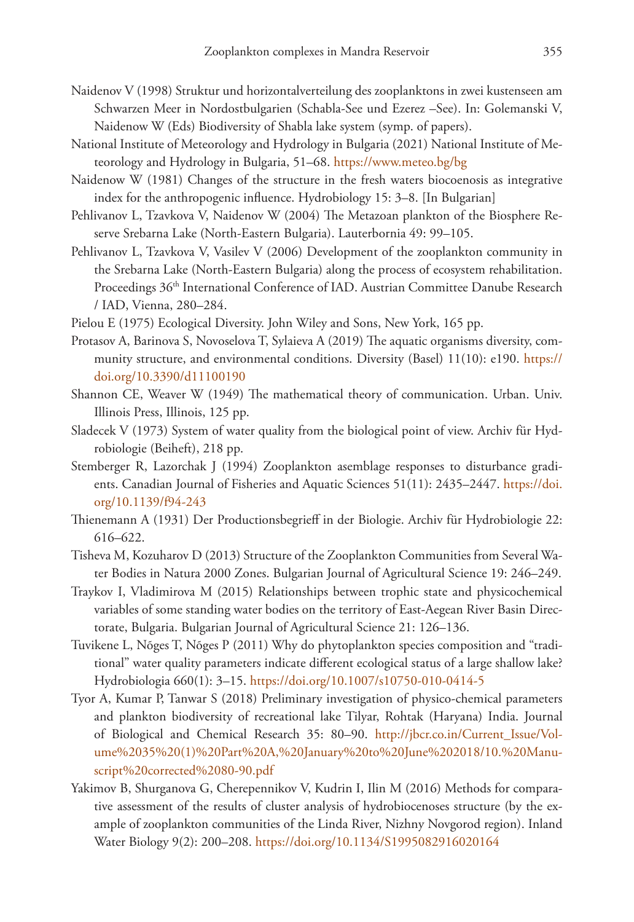Naidenov V (1998) Struktur und horizontalverteilung des zooplanktons in zwei kustenseen am Schwarzen Meer in Nordostbulgarien (Schabla-See und Ezerez –See). In: Golemanski V, Naidenow W (Eds) Biodiversity of Shabla lake system (symp. of papers).

National Institute of Meteorology and Hydrology in Bulgaria (2021) National Institute of Meteorology and Hydrology in Bulgaria, 51–68. https://www.meteo.bg/bg

Naidenow W (1981) Changes of the structure in the fresh waters biocoenosis as integrative index for the anthropogenic influence. Hydrobiology 15: 3–8. [In Bulgarian]

Pehlivanov L, Tzavkova V, Naidenov W (2004) The Metazoan plankton of the Biosphere Reserve Srebarna Lake (North-Eastern Bulgaria). Lauterbornia 49: 99–105.

Pehlivanov L, Tzavkova V, Vasilev V (2006) Development of the zooplankton community in the Srebarna Lake (North-Eastern Bulgaria) along the process of ecosystem rehabilitation. Proceedings 36th International Conference of IAD. Austrian Committee Danube Research / IAD, Vienna, 280–284.

Pielou E (1975) Ecological Diversity. John Wiley and Sons, New York, 165 pp.

Protasov A, Barinova S, Novoselova T, Sylaieva A (2019) The aquatic organisms diversity, community structure, and environmental conditions. Diversity (Basel) 11(10): e190. https://doi.org/10.3390/d11100190

Shannon CE, Weaver W (1949) The mathematical theory of communication. Urban. Univ. Illinois Press, Illinois, 125 pp.

Sladecek V (1973) System of water quality from the biological point of view. Archiv für Hydrobiologie (Beiheft), 218 pp.

Stemberger R, Lazorchak J (1994) Zooplankton asemblage responses to disturbance gradients. Canadian Journal of Fisheries and Aquatic Sciences 51(11): 2435–2447. https://doi.org/10.1139/f94-243

Thienemann A (1931) Der Productionsbegrieff in der Biologie. Archiv für Hydrobiologie 22: 616–622.

Tisheva M, Kozuharov D (2013) Structure of the Zooplankton Communities from Several Water Bodies in Natura 2000 Zones. Bulgarian Journal of Agricultural Science 19: 246–249.

Traykov I, Vladimirova M (2015) Relationships between trophic state and physicochemical variables of some standing water bodies on the territory of East-Aegean River Basin Directorate, Bulgaria. Bulgarian Journal of Agricultural Science 21: 126–136.

Tuvikene L, Nõges T, Nõges P (2011) Why do phytoplankton species composition and "traditional" water quality parameters indicate different ecological status of a large shallow lake? Hydrobiologia 660(1): 3–15. https://doi.org/10.1007/s10750-010-0414-5

Tyor A, Kumar P, Tanwar S (2018) Preliminary investigation of physico-chemical parameters and plankton biodiversity of recreational lake Tilyar, Rohtak (Haryana) India. Journal of Biological and Chemical Research 35: 80–90. http://jbcr.co.in/Current_Issue/Volume%2035%20(1)%20Part%20A,%20January%20to%20June%202018/10.%20Manuscript%20corrected%2080-90.pdf

Yakimov B, Shurganova G, Cherepennikov V, Kudrin I, Ilin M (2016) Methods for comparative assessment of the results of cluster analysis of hydrobiocenoses structure (by the example of zooplankton communities of the Linda River, Nizhny Novgorod region). Inland Water Biology 9(2): 200–208. https://doi.org/10.1134/S1995082916020164